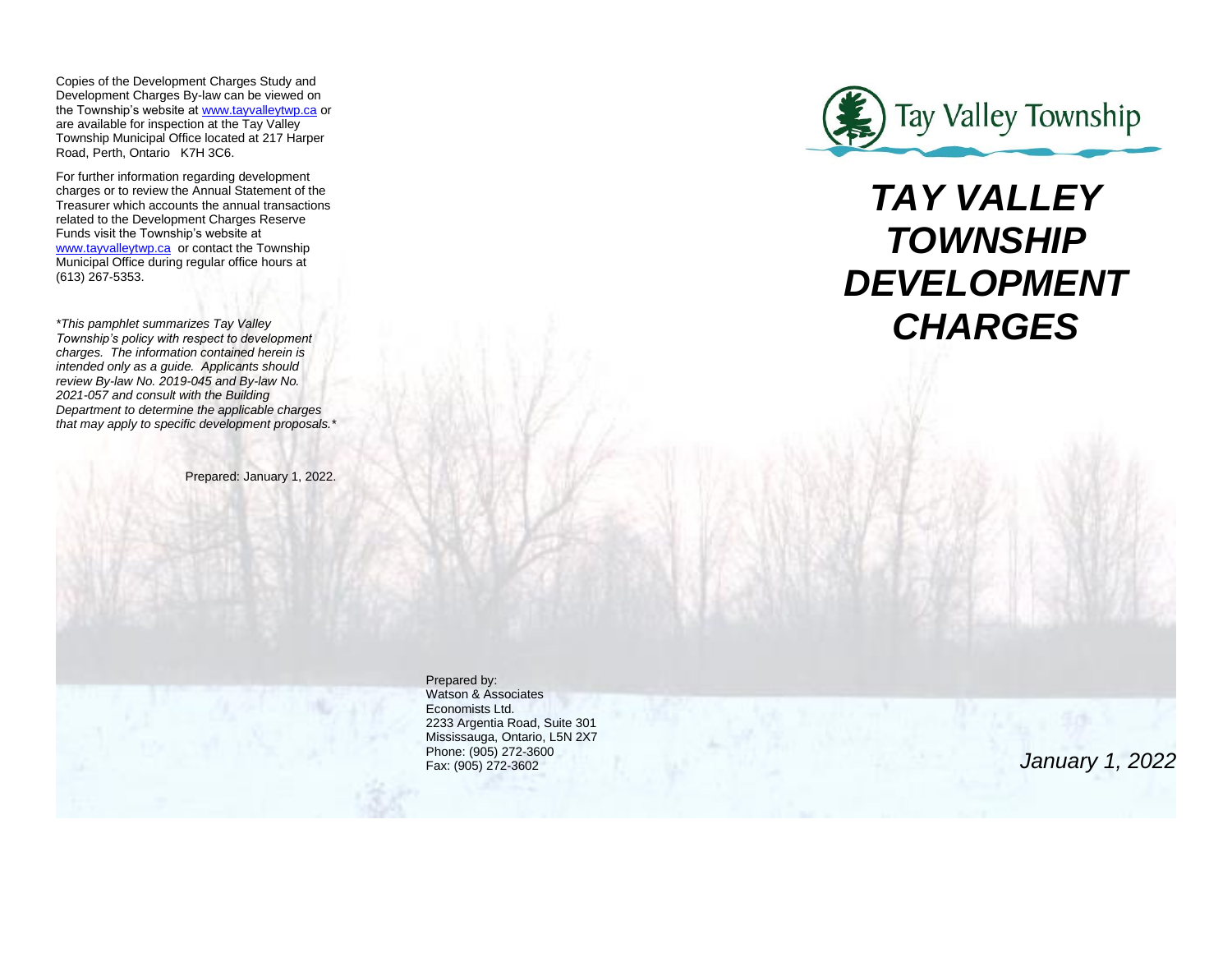Copies of the Development Charges Study and Development Charges By-law can be viewed on the Township's website at www.tayvalleytwp.ca or are available for inspection at the Tay Valley Township Municipal Office located at 217 Harper Road, Perth, Ontario K7H 3C6.

For further information regarding development charges or to review the Annual Statement of the Treasurer which accounts the annual transactions related to the Development Charges Reserve Funds visit the Township's website at www.tayvalleytwp.ca or contact the Township Municipal Office during regular office hours at (613) 267-5353.

*\*This pamphlet summarizes Tay Valley Township's policy with respect to development charges. The information contained herein is intended only as a guide. Applicants should review By-law No. 2019-045 and By-law No. 2021-057 and consult with the Building Department to determine the applicable charges that may apply to specific development proposals.\**

Prepared: January 1, 2022.

Prepared by:
Watson & Associates Economists Ltd.
2233 Argentia Road, Suite 301
Mississauga, Ontario, L5N 2X7
Phone: (905) 272-3600
Fax: (905) 272-3602

Tay Valley Township

# *TAY VALLEY TOWNSHIP DEVELOPMENT CHARGES*

*January 1, 2022*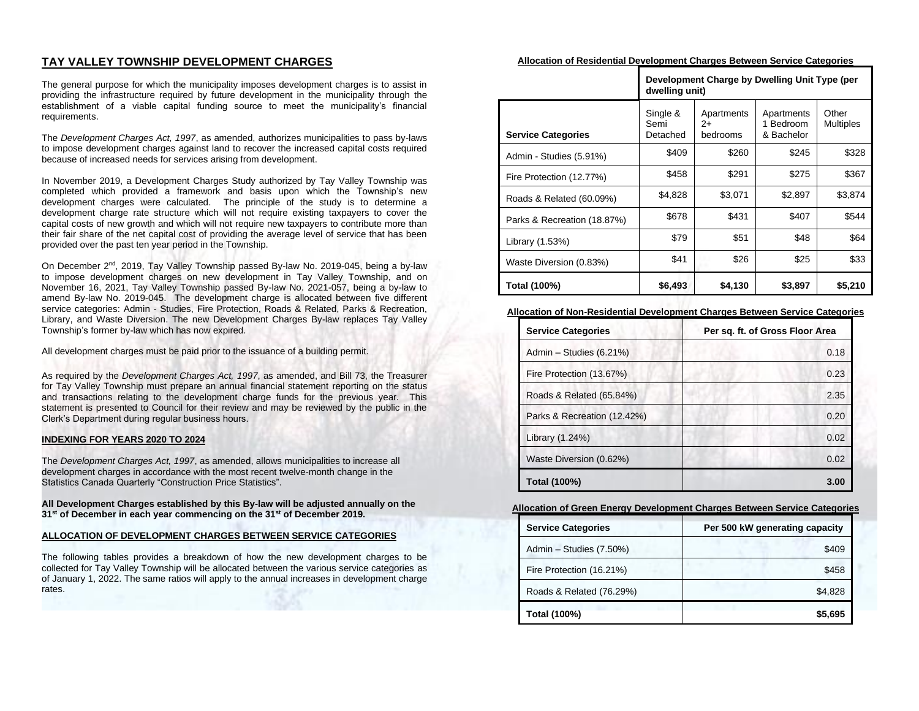## TAY VALLEY TOWNSHIP DEVELOPMENT CHARGES

The general purpose for which the municipality imposes development charges is to assist in providing the infrastructure required by future development in the municipality through the establishment of a viable capital funding source to meet the municipality's financial requirements.

The *Development Charges Act, 1997*, as amended, authorizes municipalities to pass by-laws to impose development charges against land to recover the increased capital costs required because of increased needs for services arising from development.

In November 2019, a Development Charges Study authorized by Tay Valley Township was completed which provided a framework and basis upon which the Township's new development charges were calculated. The principle of the study is to determine a development charge rate structure which will not require existing taxpayers to cover the capital costs of new growth and which will not require new taxpayers to contribute more than their fair share of the net capital cost of providing the average level of service that has been provided over the past ten year period in the Township.

On December 2nd, 2019, Tay Valley Township passed By-law No. 2019-045, being a by-law to impose development charges on new development in Tay Valley Township, and on November 16, 2021, Tay Valley Township passed By-law No. 2021-057, being a by-law to amend By-law No. 2019-045. The development charge is allocated between five different service categories: Admin - Studies, Fire Protection, Roads & Related, Parks & Recreation, Library, and Waste Diversion. The new Development Charges By-law replaces Tay Valley Township's former by-law which has now expired.

All development charges must be paid prior to the issuance of a building permit.

As required by the *Development Charges Act, 1997*, as amended, and Bill 73, the Treasurer for Tay Valley Township must prepare an annual financial statement reporting on the status and transactions relating to the development charge funds for the previous year. This statement is presented to Council for their review and may be reviewed by the public in the Clerk's Department during regular business hours.

### INDEXING FOR YEARS 2020 TO 2024

The *Development Charges Act, 1997*, as amended, allows municipalities to increase all development charges in accordance with the most recent twelve-month change in the Statistics Canada Quarterly "Construction Price Statistics".

**All Development Charges established by this By-law will be adjusted annually on the 31st of December in each year commencing on the 31st of December 2019.**

### ALLOCATION OF DEVELOPMENT CHARGES BETWEEN SERVICE CATEGORIES

The following tables provides a breakdown of how the new development charges to be collected for Tay Valley Township will be allocated between the various service categories as of January 1, 2022. The same ratios will apply to the annual increases in development charge rates.

**Allocation of Residential Development Charges Between Service Categories**

| | Development Charge by Dwelling Unit Type (per dwelling unit) | | | |
|---|---|---|---|---|
| **Service Categories** | Single & Semi Detached | Apartments 2+ bedrooms | Apartments 1 Bedroom & Bachelor | Other Multiples |
| Admin - Studies (5.91%) | $409 | $260 | $245 | $328 |
| Fire Protection (12.77%) | $458 | $291 | $275 | $367 |
| Roads & Related (60.09%) | $4,828 | $3,071 | $2,897 | $3,874 |
| Parks & Recreation (18.87%) | $678 | $431 | $407 | $544 |
| Library (1.53%) | $79 | $51 | $48 | $64 |
| Waste Diversion (0.83%) | $41 | $26 | $25 | $33 |
| **Total (100%)** | **$6,493** | **$4,130** | **$3,897** | **$5,210** |

**Allocation of Non-Residential Development Charges Between Service Categories**

| Service Categories | Per sq. ft. of Gross Floor Area |
|---|---|
| Admin – Studies (6.21%) | 0.18 |
| Fire Protection (13.67%) | 0.23 |
| Roads & Related (65.84%) | 2.35 |
| Parks & Recreation (12.42%) | 0.20 |
| Library (1.24%) | 0.02 |
| Waste Diversion (0.62%) | 0.02 |
| **Total (100%)** | **3.00** |

**Allocation of Green Energy Development Charges Between Service Categories**

| Service Categories | Per 500 kW generating capacity |
|---|---|
| Admin – Studies (7.50%) | $409 |
| Fire Protection (16.21%) | $458 |
| Roads & Related (76.29%) | $4,828 |
| **Total (100%)** | **$5,695** |